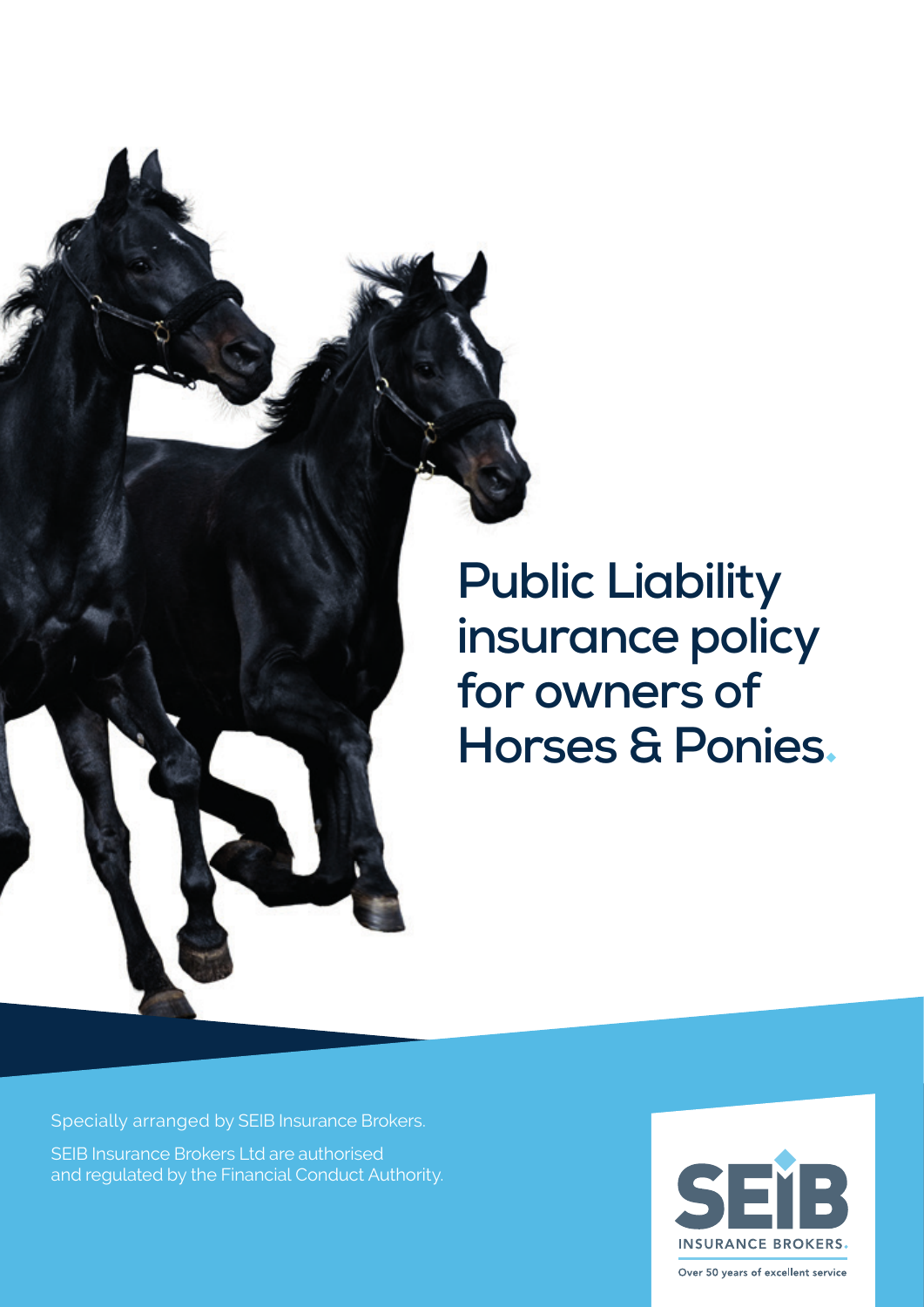# Public Liability insurance policy for owners of Horses & Ponies.

Specially arranged by SEIB Insurance Brokers.

SEIB Insurance Brokers Ltd are authorised and regulated by the Financial Conduct Authority.

SEIB INSURANCE BROKERS.

Over 50 years of excellent service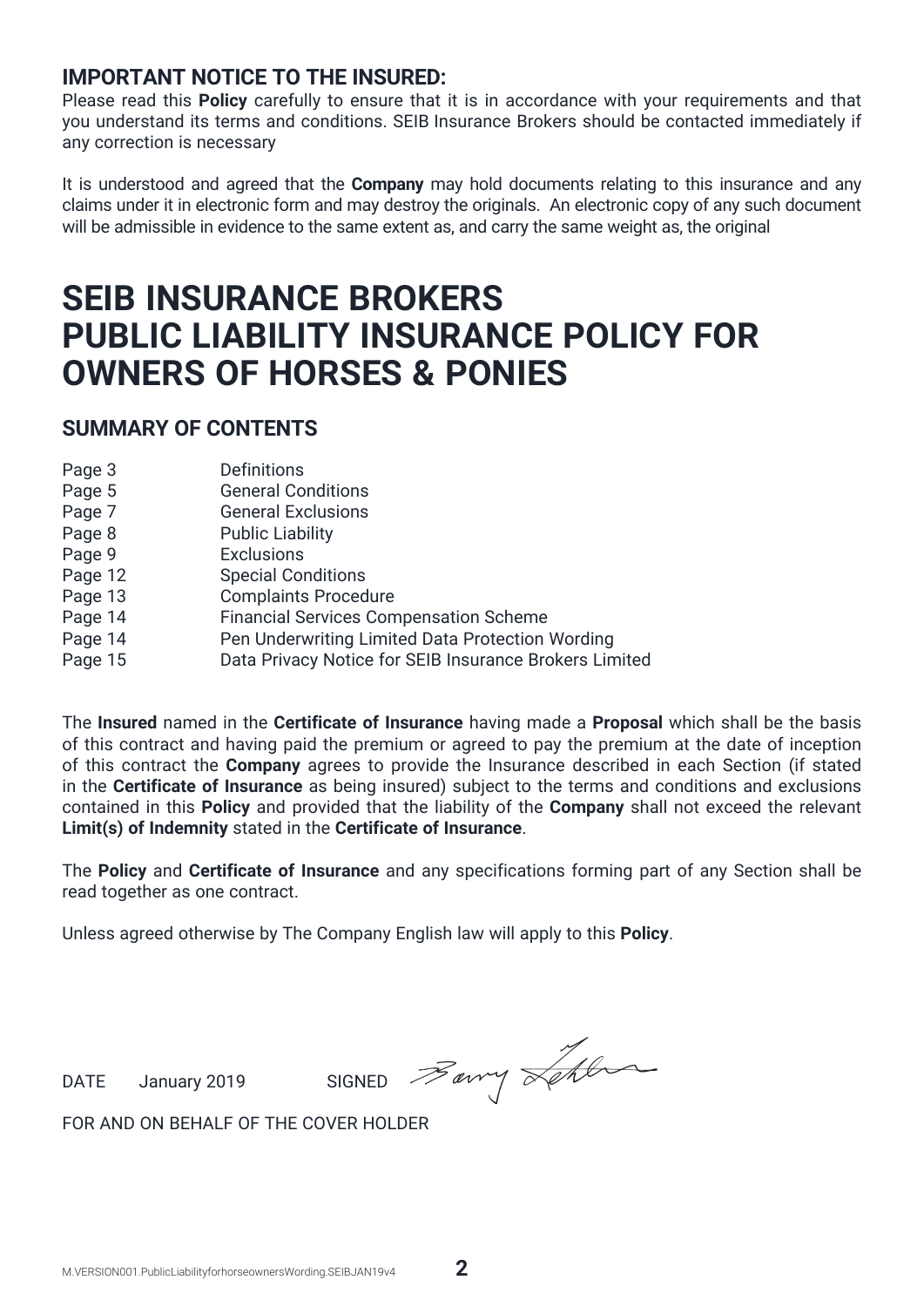## IMPORTANT NOTICE TO THE INSURED:

Please read this **Policy** carefully to ensure that it is in accordance with your requirements and that you understand its terms and conditions. SEIB Insurance Brokers should be contacted immediately if any correction is necessary

It is understood and agreed that the **Company** may hold documents relating to this insurance and any claims under it in electronic form and may destroy the originals. An electronic copy of any such document will be admissible in evidence to the same extent as, and carry the same weight as, the original

# SEIB INSURANCE BROKERS PUBLIC LIABILITY INSURANCE POLICY FOR OWNERS OF HORSES & PONIES

## SUMMARY OF CONTENTS

| | |
|---|---|
| Page 3 | Definitions |
| Page 5 | General Conditions |
| Page 7 | General Exclusions |
| Page 8 | Public Liability |
| Page 9 | Exclusions |
| Page 12 | Special Conditions |
| Page 13 | Complaints Procedure |
| Page 14 | Financial Services Compensation Scheme |
| Page 14 | Pen Underwriting Limited Data Protection Wording |
| Page 15 | Data Privacy Notice for SEIB Insurance Brokers Limited |

The **Insured** named in the **Certificate of Insurance** having made a **Proposal** which shall be the basis of this contract and having paid the premium or agreed to pay the premium at the date of inception of this contract the **Company** agrees to provide the Insurance described in each Section (if stated in the **Certificate of Insurance** as being insured) subject to the terms and conditions and exclusions contained in this **Policy** and provided that the liability of the **Company** shall not exceed the relevant **Limit(s) of Indemnity** stated in the **Certificate of Insurance**.

The **Policy** and **Certificate of Insurance** and any specifications forming part of any Section shall be read together as one contract.

Unless agreed otherwise by The Company English law will apply to this **Policy**.

DATE January 2019 SIGNED

FOR AND ON BEHALF OF THE COVER HOLDER

M.VERSION001.PublicLiabilityforhorseownersWording.SEIBJAN19v4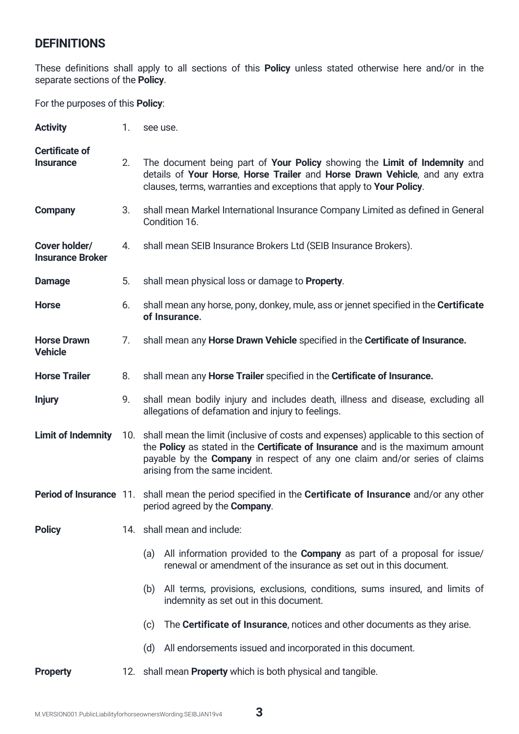## DEFINITIONS

These definitions shall apply to all sections of this **Policy** unless stated otherwise here and/or in the separate sections of the **Policy**.

For the purposes of this **Policy**:

**Activity** 1. see use.

**Certificate of Insurance** 2. The document being part of **Your Policy** showing the **Limit of Indemnity** and details of **Your Horse**, **Horse Trailer** and **Horse Drawn Vehicle**, and any extra clauses, terms, warranties and exceptions that apply to **Your Policy**.

**Company** 3. shall mean Markel International Insurance Company Limited as defined in General Condition 16.

**Cover holder/ Insurance Broker** 4. shall mean SEIB Insurance Brokers Ltd (SEIB Insurance Brokers).

**Damage** 5. shall mean physical loss or damage to **Property**.

**Horse** 6. shall mean any horse, pony, donkey, mule, ass or jennet specified in the **Certificate of Insurance.**

**Horse Drawn Vehicle** 7. shall mean any **Horse Drawn Vehicle** specified in the **Certificate of Insurance.**

**Horse Trailer** 8. shall mean any **Horse Trailer** specified in the **Certificate of Insurance.**

**Injury** 9. shall mean bodily injury and includes death, illness and disease, excluding all allegations of defamation and injury to feelings.

**Limit of Indemnity** 10. shall mean the limit (inclusive of costs and expenses) applicable to this section of the **Policy** as stated in the **Certificate of Insurance** and is the maximum amount payable by the **Company** in respect of any one claim and/or series of claims arising from the same incident.

**Period of Insurance** 11. shall mean the period specified in the **Certificate of Insurance** and/or any other period agreed by the **Company**.

**Policy** 14. shall mean and include:

(a) All information provided to the **Company** as part of a proposal for issue/ renewal or amendment of the insurance as set out in this document.

(b) All terms, provisions, exclusions, conditions, sums insured, and limits of indemnity as set out in this document.

(c) The **Certificate of Insurance**, notices and other documents as they arise.

(d) All endorsements issued and incorporated in this document.

**Property** 12. shall mean **Property** which is both physical and tangible.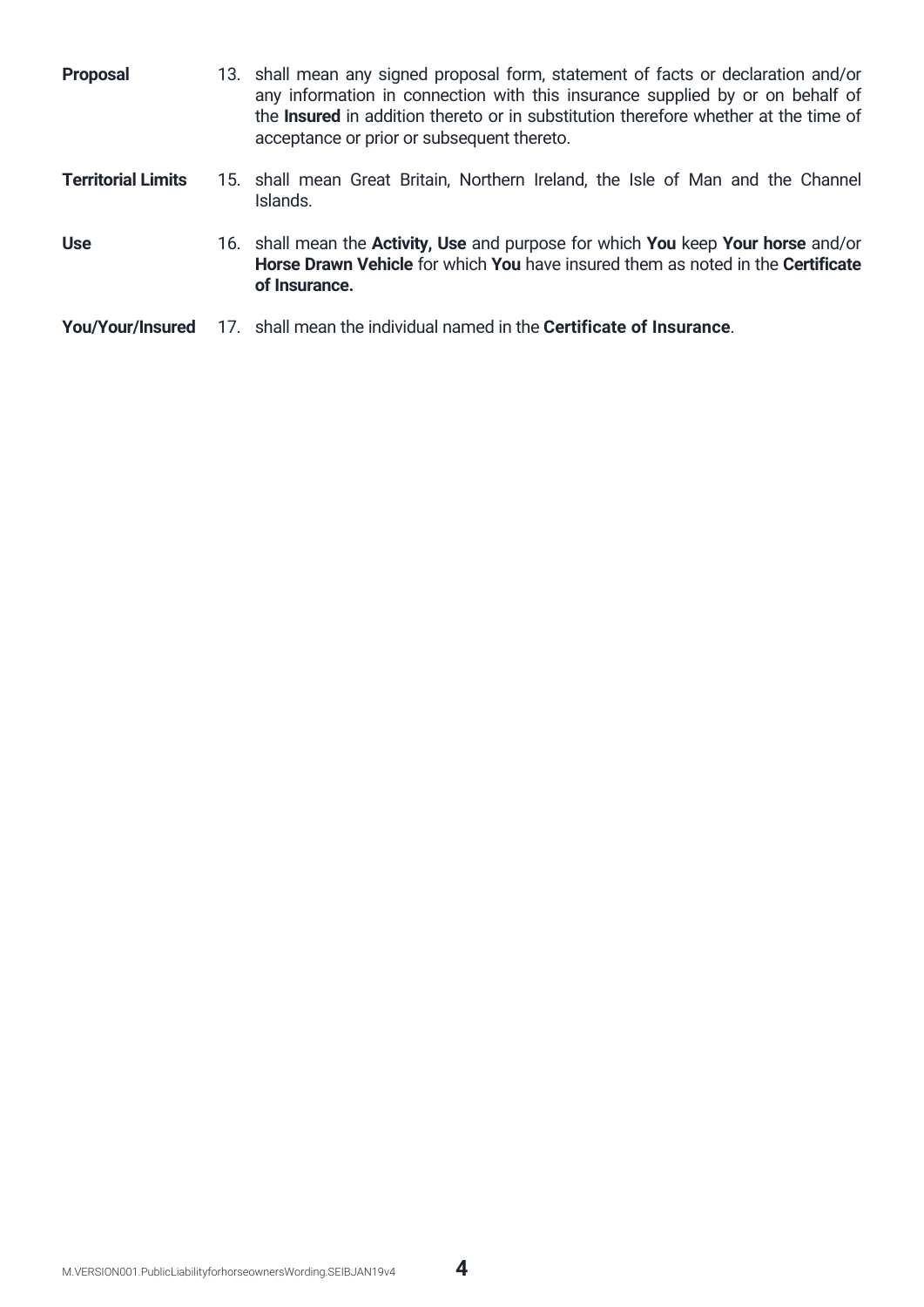| | | |
|---|---|---|
| **Proposal** | 13. | shall mean any signed proposal form, statement of facts or declaration and/or any information in connection with this insurance supplied by or on behalf of the **Insured** in addition thereto or in substitution therefore whether at the time of acceptance or prior or subsequent thereto. |
| **Territorial Limits** | 15. | shall mean Great Britain, Northern Ireland, the Isle of Man and the Channel Islands. |
| **Use** | 16. | shall mean the **Activity, Use** and purpose for which **You** keep **Your horse** and/or **Horse Drawn Vehicle** for which **You** have insured them as noted in the **Certificate of Insurance.** |
| **You/Your/Insured** | 17. | shall mean the individual named in the **Certificate of Insurance**. |

M.VERSION001.PublicLiabilityforhorseownersWording.SEIBJAN19v4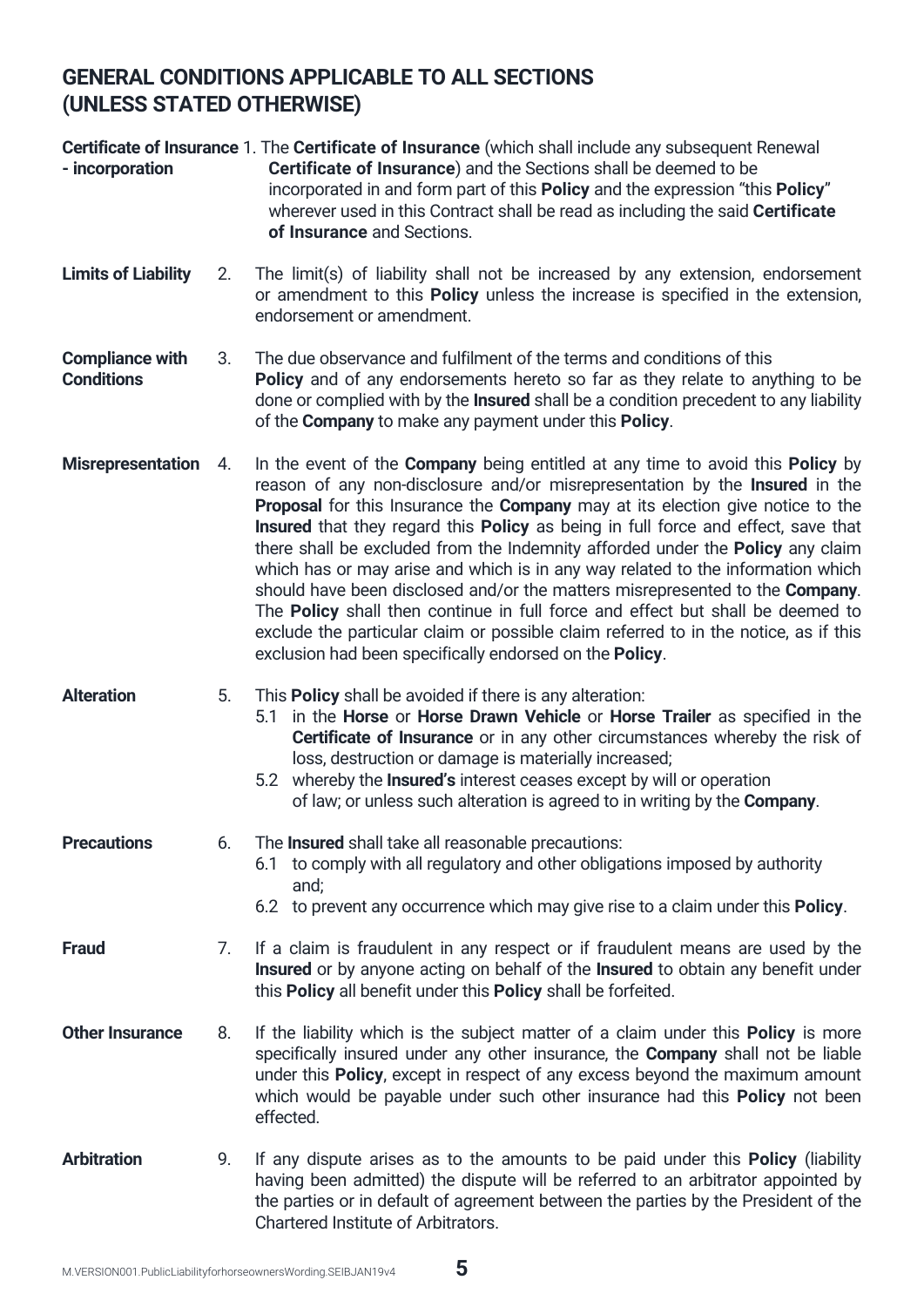## GENERAL CONDITIONS APPLICABLE TO ALL SECTIONS (UNLESS STATED OTHERWISE)

**Certificate of Insurance - incorporation**

1. The **Certificate of Insurance** (which shall include any subsequent Renewal **Certificate of Insurance**) and the Sections shall be deemed to be incorporated in and form part of this **Policy** and the expression "this **Policy**" wherever used in this Contract shall be read as including the said **Certificate of Insurance** and Sections.

**Limits of Liability**

2. The limit(s) of liability shall not be increased by any extension, endorsement or amendment to this **Policy** unless the increase is specified in the extension, endorsement or amendment.

**Compliance with Conditions**

3. The due observance and fulfilment of the terms and conditions of this **Policy** and of any endorsements hereto so far as they relate to anything to be done or complied with by the **Insured** shall be a condition precedent to any liability of the **Company** to make any payment under this **Policy**.

**Misrepresentation**

4. In the event of the **Company** being entitled at any time to avoid this **Policy** by reason of any non-disclosure and/or misrepresentation by the **Insured** in the **Proposal** for this Insurance the **Company** may at its election give notice to the **Insured** that they regard this **Policy** as being in full force and effect, save that there shall be excluded from the Indemnity afforded under the **Policy** any claim which has or may arise and which is in any way related to the information which should have been disclosed and/or the matters misrepresented to the **Company**. The **Policy** shall then continue in full force and effect but shall be deemed to exclude the particular claim or possible claim referred to in the notice, as if this exclusion had been specifically endorsed on the **Policy**.

**Alteration**

5. This **Policy** shall be avoided if there is any alteration:
   - 5.1 in the **Horse** or **Horse Drawn Vehicle** or **Horse Trailer** as specified in the **Certificate of Insurance** or in any other circumstances whereby the risk of loss, destruction or damage is materially increased;
   - 5.2 whereby the **Insured's** interest ceases except by will or operation of law; or unless such alteration is agreed to in writing by the **Company**.

**Precautions**

6. The **Insured** shall take all reasonable precautions:
   - 6.1 to comply with all regulatory and other obligations imposed by authority and;
   - 6.2 to prevent any occurrence which may give rise to a claim under this **Policy**.

**Fraud**

7. If a claim is fraudulent in any respect or if fraudulent means are used by the **Insured** or by anyone acting on behalf of the **Insured** to obtain any benefit under this **Policy** all benefit under this **Policy** shall be forfeited.

**Other Insurance**

8. If the liability which is the subject matter of a claim under this **Policy** is more specifically insured under any other insurance, the **Company** shall not be liable under this **Policy**, except in respect of any excess beyond the maximum amount which would be payable under such other insurance had this **Policy** not been effected.

**Arbitration**

9. If any dispute arises as to the amounts to be paid under this **Policy** (liability having been admitted) the dispute will be referred to an arbitrator appointed by the parties or in default of agreement between the parties by the President of the Chartered Institute of Arbitrators.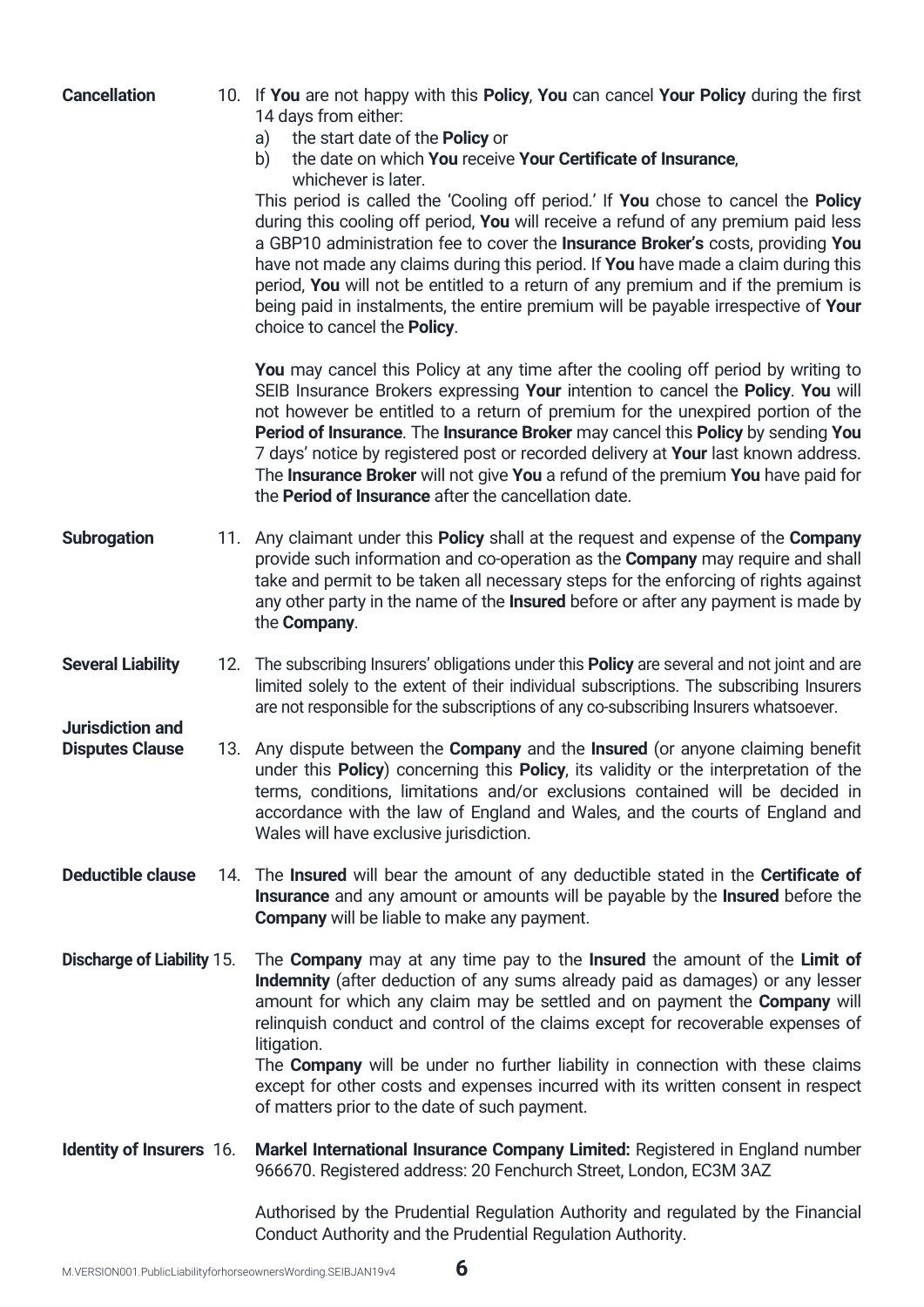**Cancellation**

10. If **You** are not happy with this **Policy**, **You** can cancel **Your Policy** during the first 14 days from either:
    a) the start date of the **Policy** or
    b) the date on which **You** receive **Your Certificate of Insurance**, whichever is later.

    This period is called the 'Cooling off period.' If **You** chose to cancel the **Policy** during this cooling off period, **You** will receive a refund of any premium paid less a GBP10 administration fee to cover the **Insurance Broker's** costs, providing **You** have not made any claims during this period. If **You** have made a claim during this period, **You** will not be entitled to a return of any premium and if the premium is being paid in instalments, the entire premium will be payable irrespective of **Your** choice to cancel the **Policy**.

    **You** may cancel this Policy at any time after the cooling off period by writing to SEIB Insurance Brokers expressing **Your** intention to cancel the **Policy**. **You** will not however be entitled to a return of premium for the unexpired portion of the **Period of Insurance**. The **Insurance Broker** may cancel this **Policy** by sending **You** 7 days' notice by registered post or recorded delivery at **Your** last known address. The **Insurance Broker** will not give **You** a refund of the premium **You** have paid for the **Period of Insurance** after the cancellation date.

**Subrogation**

11. Any claimant under this **Policy** shall at the request and expense of the **Company** provide such information and co-operation as the **Company** may require and shall take and permit to be taken all necessary steps for the enforcing of rights against any other party in the name of the **Insured** before or after any payment is made by the **Company**.

**Several Liability**

12. The subscribing Insurers' obligations under this **Policy** are several and not joint and are limited solely to the extent of their individual subscriptions. The subscribing Insurers are not responsible for the subscriptions of any co-subscribing Insurers whatsoever.

**Jurisdiction and Disputes Clause**

13. Any dispute between the **Company** and the **Insured** (or anyone claiming benefit under this **Policy**) concerning this **Policy**, its validity or the interpretation of the terms, conditions, limitations and/or exclusions contained will be decided in accordance with the law of England and Wales, and the courts of England and Wales will have exclusive jurisdiction.

**Deductible clause**

14. The **Insured** will bear the amount of any deductible stated in the **Certificate of Insurance** and any amount or amounts will be payable by the **Insured** before the **Company** will be liable to make any payment.

**Discharge of Liability**

15. The **Company** may at any time pay to the **Insured** the amount of the **Limit of Indemnity** (after deduction of any sums already paid as damages) or any lesser amount for which any claim may be settled and on payment the **Company** will relinquish conduct and control of the claims except for recoverable expenses of litigation.

    The **Company** will be under no further liability in connection with these claims except for other costs and expenses incurred with its written consent in respect of matters prior to the date of such payment.

**Identity of Insurers**

16. **Markel International Insurance Company Limited:** Registered in England number 966670. Registered address: 20 Fenchurch Street, London, EC3M 3AZ

    Authorised by the Prudential Regulation Authority and regulated by the Financial Conduct Authority and the Prudential Regulation Authority.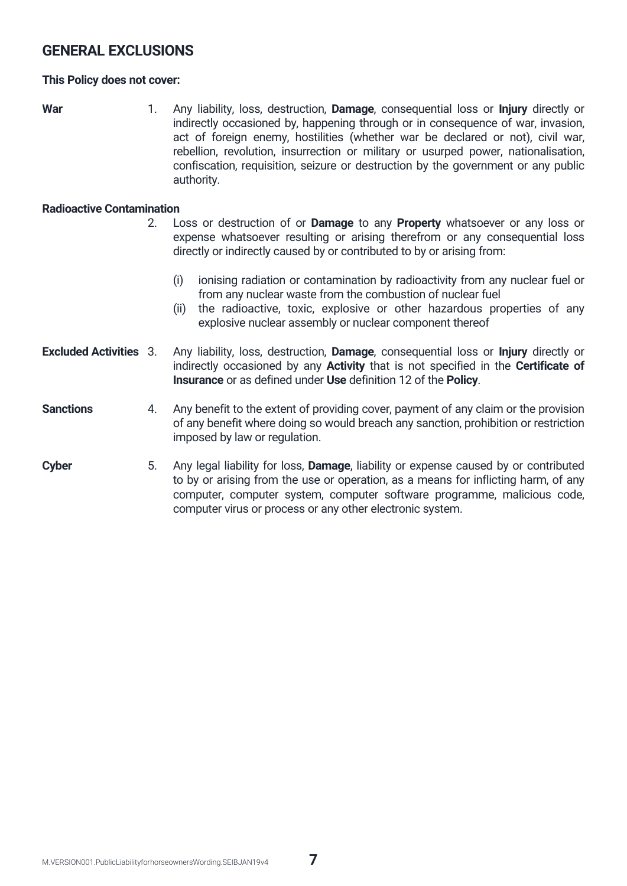## GENERAL EXCLUSIONS

**This Policy does not cover:**

**War**

1. Any liability, loss, destruction, **Damage**, consequential loss or **Injury** directly or indirectly occasioned by, happening through or in consequence of war, invasion, act of foreign enemy, hostilities (whether war be declared or not), civil war, rebellion, revolution, insurrection or military or usurped power, nationalisation, confiscation, requisition, seizure or destruction by the government or any public authority.

**Radioactive Contamination**

2. Loss or destruction of or **Damage** to any **Property** whatsoever or any loss or expense whatsoever resulting or arising therefrom or any consequential loss directly or indirectly caused by or contributed to by or arising from:

   (i) ionising radiation or contamination by radioactivity from any nuclear fuel or from any nuclear waste from the combustion of nuclear fuel
   
   (ii) the radioactive, toxic, explosive or other hazardous properties of any explosive nuclear assembly or nuclear component thereof

**Excluded Activities**

3. Any liability, loss, destruction, **Damage**, consequential loss or **Injury** directly or indirectly occasioned by any **Activity** that is not specified in the **Certificate of Insurance** or as defined under **Use** definition 12 of the **Policy**.

**Sanctions**

4. Any benefit to the extent of providing cover, payment of any claim or the provision of any benefit where doing so would breach any sanction, prohibition or restriction imposed by law or regulation.

**Cyber**

5. Any legal liability for loss, **Damage**, liability or expense caused by or contributed to by or arising from the use or operation, as a means for inflicting harm, of any computer, computer system, computer software programme, malicious code, computer virus or process or any other electronic system.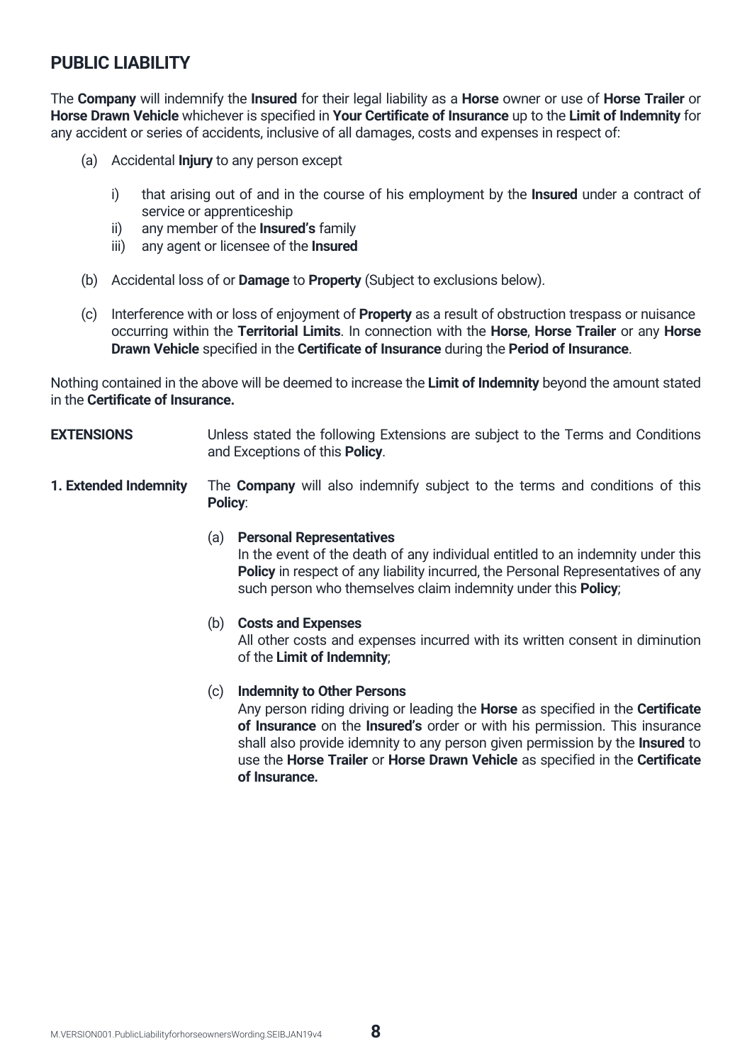## PUBLIC LIABILITY

The **Company** will indemnify the **Insured** for their legal liability as a **Horse** owner or use of **Horse Trailer** or **Horse Drawn Vehicle** whichever is specified in **Your Certificate of Insurance** up to the **Limit of Indemnity** for any accident or series of accidents, inclusive of all damages, costs and expenses in respect of:

(a) Accidental **Injury** to any person except

  i) that arising out of and in the course of his employment by the **Insured** under a contract of service or apprenticeship
  ii) any member of the **Insured's** family
  iii) any agent or licensee of the **Insured**

(b) Accidental loss of or **Damage** to **Property** (Subject to exclusions below).

(c) Interference with or loss of enjoyment of **Property** as a result of obstruction trespass or nuisance occurring within the **Territorial Limits**. In connection with the **Horse**, **Horse Trailer** or any **Horse Drawn Vehicle** specified in the **Certificate of Insurance** during the **Period of Insurance**.

Nothing contained in the above will be deemed to increase the **Limit of Indemnity** beyond the amount stated in the **Certificate of Insurance.**

**EXTENSIONS** Unless stated the following Extensions are subject to the Terms and Conditions and Exceptions of this **Policy**.

**1. Extended Indemnity** The **Company** will also indemnify subject to the terms and conditions of this **Policy**:

(a) **Personal Representatives**
In the event of the death of any individual entitled to an indemnity under this **Policy** in respect of any liability incurred, the Personal Representatives of any such person who themselves claim indemnity under this **Policy**;

(b) **Costs and Expenses**
All other costs and expenses incurred with its written consent in diminution of the **Limit of Indemnity**;

(c) **Indemnity to Other Persons**
Any person riding driving or leading the **Horse** as specified in the **Certificate of Insurance** on the **Insured's** order or with his permission. This insurance shall also provide idemnity to any person given permission by the **Insured** to use the **Horse Trailer** or **Horse Drawn Vehicle** as specified in the **Certificate of Insurance.**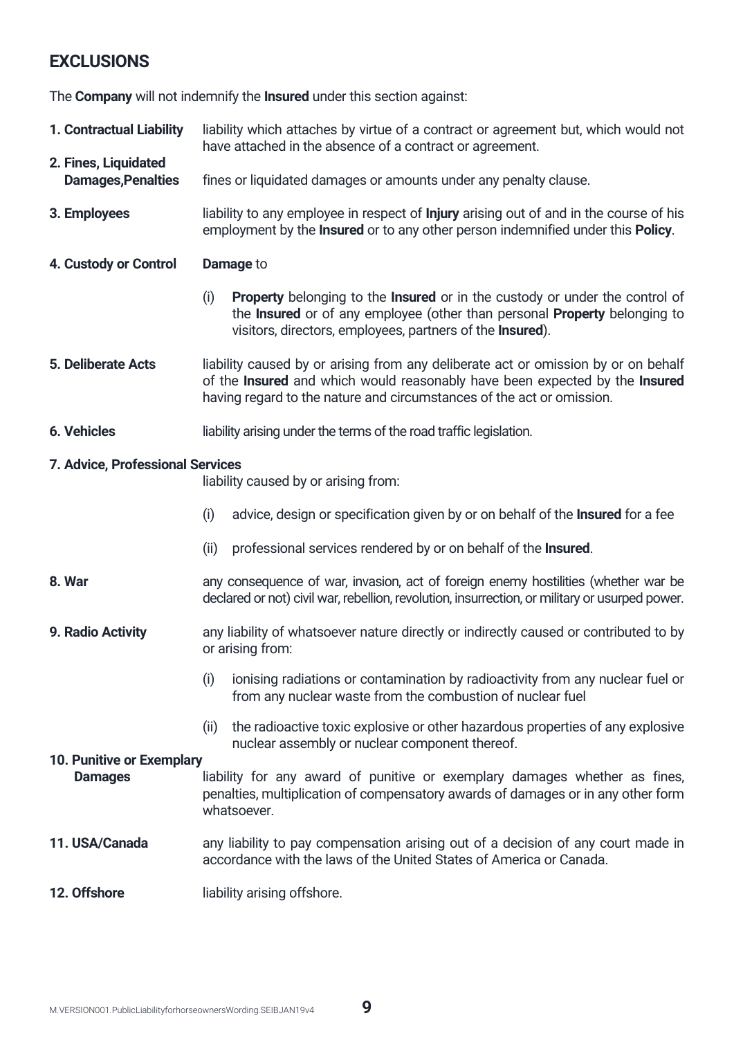## EXCLUSIONS

The **Company** will not indemnify the **Insured** under this section against:

**1. Contractual Liability** liability which attaches by virtue of a contract or agreement but, which would not have attached in the absence of a contract or agreement.

**2. Fines, Liquidated Damages,Penalties** fines or liquidated damages or amounts under any penalty clause.

**3. Employees** liability to any employee in respect of **Injury** arising out of and in the course of his employment by the **Insured** or to any other person indemnified under this **Policy**.

**4. Custody or Control** **Damage** to

(i) **Property** belonging to the **Insured** or in the custody or under the control of the **Insured** or of any employee (other than personal **Property** belonging to visitors, directors, employees, partners of the **Insured**).

**5. Deliberate Acts** liability caused by or arising from any deliberate act or omission by or on behalf of the **Insured** and which would reasonably have been expected by the **Insured** having regard to the nature and circumstances of the act or omission.

**6. Vehicles** liability arising under the terms of the road traffic legislation.

**7. Advice, Professional Services**

liability caused by or arising from:

(i) advice, design or specification given by or on behalf of the **Insured** for a fee

(ii) professional services rendered by or on behalf of the **Insured**.

**8. War** any consequence of war, invasion, act of foreign enemy hostilities (whether war be declared or not) civil war, rebellion, revolution, insurrection, or military or usurped power.

**9. Radio Activity** any liability of whatsoever nature directly or indirectly caused or contributed to by or arising from:

(i) ionising radiations or contamination by radioactivity from any nuclear fuel or from any nuclear waste from the combustion of nuclear fuel

(ii) the radioactive toxic explosive or other hazardous properties of any explosive nuclear assembly or nuclear component thereof.

**10. Punitive or Exemplary Damages** liability for any award of punitive or exemplary damages whether as fines, penalties, multiplication of compensatory awards of damages or in any other form whatsoever.

**11. USA/Canada** any liability to pay compensation arising out of a decision of any court made in accordance with the laws of the United States of America or Canada.

**12. Offshore** liability arising offshore.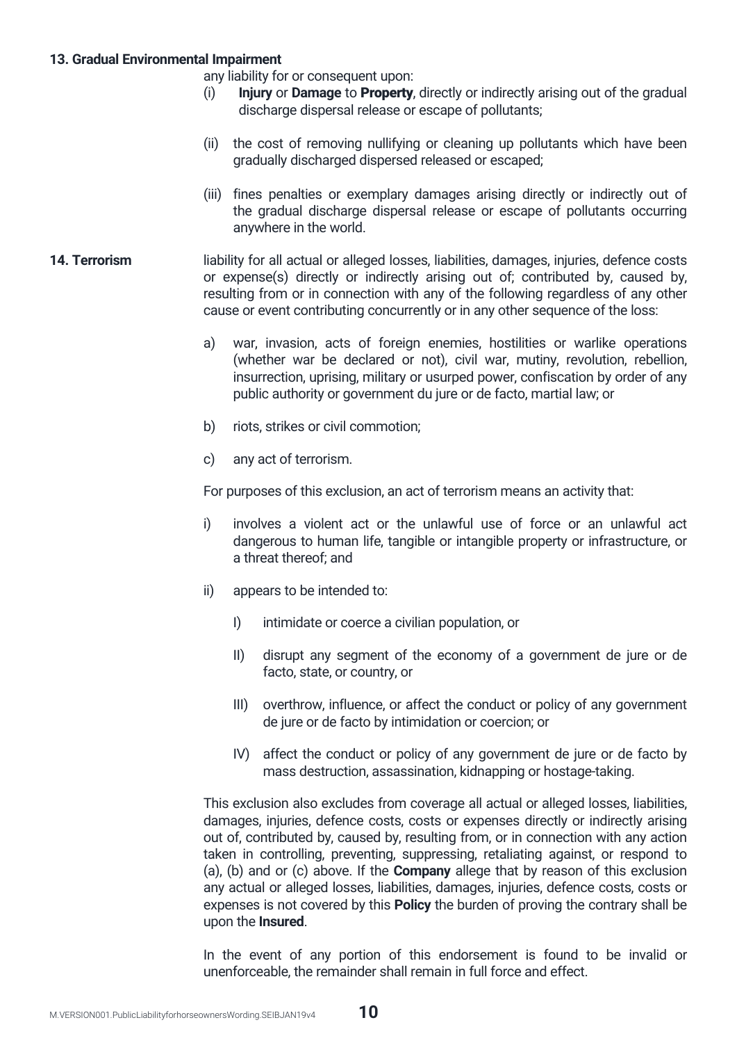**13. Gradual Environmental Impairment**

any liability for or consequent upon:

(i) **Injury** or **Damage** to **Property**, directly or indirectly arising out of the gradual discharge dispersal release or escape of pollutants;

(ii) the cost of removing nullifying or cleaning up pollutants which have been gradually discharged dispersed released or escaped;

(iii) fines penalties or exemplary damages arising directly or indirectly out of the gradual discharge dispersal release or escape of pollutants occurring anywhere in the world.

**14. Terrorism**

liability for all actual or alleged losses, liabilities, damages, injuries, defence costs or expense(s) directly or indirectly arising out of; contributed by, caused by, resulting from or in connection with any of the following regardless of any other cause or event contributing concurrently or in any other sequence of the loss:

a) war, invasion, acts of foreign enemies, hostilities or warlike operations (whether war be declared or not), civil war, mutiny, revolution, rebellion, insurrection, uprising, military or usurped power, confiscation by order of any public authority or government du jure or de facto, martial law; or

b) riots, strikes or civil commotion;

c) any act of terrorism.

For purposes of this exclusion, an act of terrorism means an activity that:

i) involves a violent act or the unlawful use of force or an unlawful act dangerous to human life, tangible or intangible property or infrastructure, or a threat thereof; and

ii) appears to be intended to:

   I) intimidate or coerce a civilian population, or

   II) disrupt any segment of the economy of a government de jure or de facto, state, or country, or

   III) overthrow, influence, or affect the conduct or policy of any government de jure or de facto by intimidation or coercion; or

   IV) affect the conduct or policy of any government de jure or de facto by mass destruction, assassination, kidnapping or hostage-taking.

This exclusion also excludes from coverage all actual or alleged losses, liabilities, damages, injuries, defence costs, costs or expenses directly or indirectly arising out of, contributed by, caused by, resulting from, or in connection with any action taken in controlling, preventing, suppressing, retaliating against, or respond to (a), (b) and or (c) above. If the **Company** allege that by reason of this exclusion any actual or alleged losses, liabilities, damages, injuries, defence costs, costs or expenses is not covered by this **Policy** the burden of proving the contrary shall be upon the **Insured**.

In the event of any portion of this endorsement is found to be invalid or unenforceable, the remainder shall remain in full force and effect.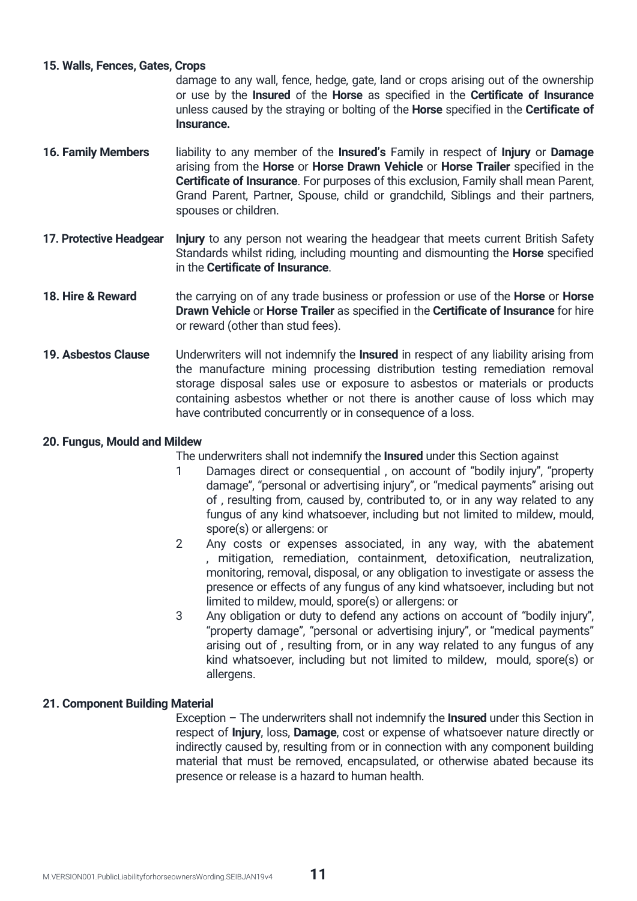**15. Walls, Fences, Gates, Crops**

damage to any wall, fence, hedge, gate, land or crops arising out of the ownership or use by the **Insured** of the **Horse** as specified in the **Certificate of Insurance** unless caused by the straying or bolting of the **Horse** specified in the **Certificate of Insurance.**

**16. Family Members** liability to any member of the **Insured's** Family in respect of **Injury** or **Damage** arising from the **Horse** or **Horse Drawn Vehicle** or **Horse Trailer** specified in the **Certificate of Insurance**. For purposes of this exclusion, Family shall mean Parent, Grand Parent, Partner, Spouse, child or grandchild, Siblings and their partners, spouses or children.

**17. Protective Headgear** **Injury** to any person not wearing the headgear that meets current British Safety Standards whilst riding, including mounting and dismounting the **Horse** specified in the **Certificate of Insurance**.

**18. Hire & Reward** the carrying on of any trade business or profession or use of the **Horse** or **Horse Drawn Vehicle** or **Horse Trailer** as specified in the **Certificate of Insurance** for hire or reward (other than stud fees).

**19. Asbestos Clause** Underwriters will not indemnify the **Insured** in respect of any liability arising from the manufacture mining processing distribution testing remediation removal storage disposal sales use or exposure to asbestos or materials or products containing asbestos whether or not there is another cause of loss which may have contributed concurrently or in consequence of a loss.

**20. Fungus, Mould and Mildew**

The underwriters shall not indemnify the **Insured** under this Section against

1. Damages direct or consequential , on account of "bodily injury", "property damage", "personal or advertising injury", or "medical payments" arising out of , resulting from, caused by, contributed to, or in any way related to any fungus of any kind whatsoever, including but not limited to mildew, mould, spore(s) or allergens: or
2. Any costs or expenses associated, in any way, with the abatement , mitigation, remediation, containment, detoxification, neutralization, monitoring, removal, disposal, or any obligation to investigate or assess the presence or effects of any fungus of any kind whatsoever, including but not limited to mildew, mould, spore(s) or allergens: or
3. Any obligation or duty to defend any actions on account of "bodily injury", "property damage", "personal or advertising injury", or "medical payments" arising out of , resulting from, or in any way related to any fungus of any kind whatsoever, including but not limited to mildew, mould, spore(s) or allergens.

**21. Component Building Material**

Exception – The underwriters shall not indemnify the **Insured** under this Section in respect of **Injury**, loss, **Damage**, cost or expense of whatsoever nature directly or indirectly caused by, resulting from or in connection with any component building material that must be removed, encapsulated, or otherwise abated because its presence or release is a hazard to human health.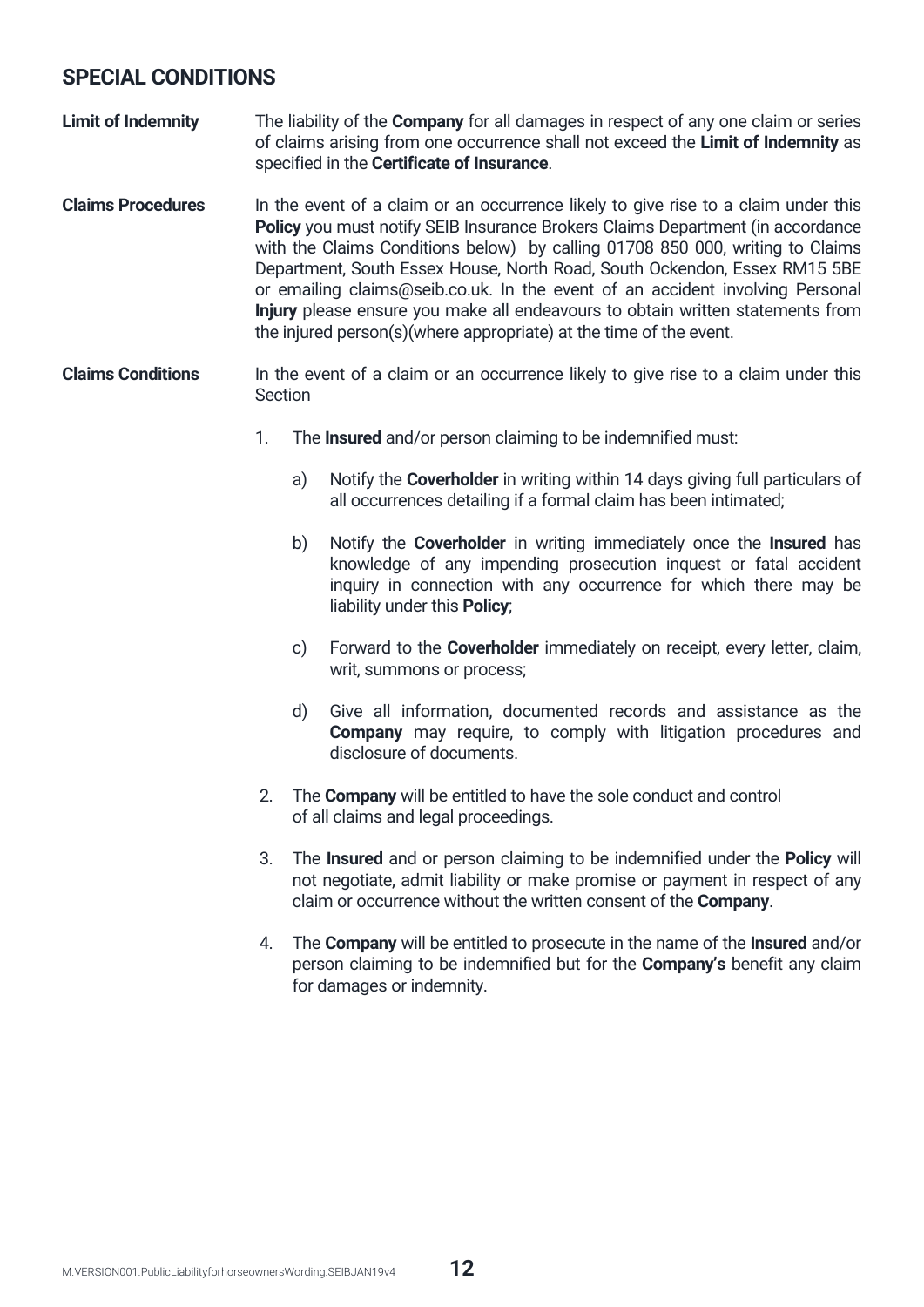## SPECIAL CONDITIONS

**Limit of Indemnity**

The liability of the **Company** for all damages in respect of any one claim or series of claims arising from one occurrence shall not exceed the **Limit of Indemnity** as specified in the **Certificate of Insurance**.

**Claims Procedures**

In the event of a claim or an occurrence likely to give rise to a claim under this **Policy** you must notify SEIB Insurance Brokers Claims Department (in accordance with the Claims Conditions below) by calling 01708 850 000, writing to Claims Department, South Essex House, North Road, South Ockendon, Essex RM15 5BE or emailing claims@seib.co.uk. In the event of an accident involving Personal **Injury** please ensure you make all endeavours to obtain written statements from the injured person(s)(where appropriate) at the time of the event.

**Claims Conditions**

In the event of a claim or an occurrence likely to give rise to a claim under this Section

1. The **Insured** and/or person claiming to be indemnified must:

   a) Notify the **Coverholder** in writing within 14 days giving full particulars of all occurrences detailing if a formal claim has been intimated;

   b) Notify the **Coverholder** in writing immediately once the **Insured** has knowledge of any impending prosecution inquest or fatal accident inquiry in connection with any occurrence for which there may be liability under this **Policy**;

   c) Forward to the **Coverholder** immediately on receipt, every letter, claim, writ, summons or process;

   d) Give all information, documented records and assistance as the **Company** may require, to comply with litigation procedures and disclosure of documents.

2. The **Company** will be entitled to have the sole conduct and control of all claims and legal proceedings.

3. The **Insured** and or person claiming to be indemnified under the **Policy** will not negotiate, admit liability or make promise or payment in respect of any claim or occurrence without the written consent of the **Company**.

4. The **Company** will be entitled to prosecute in the name of the **Insured** and/or person claiming to be indemnified but for the **Company's** benefit any claim for damages or indemnity.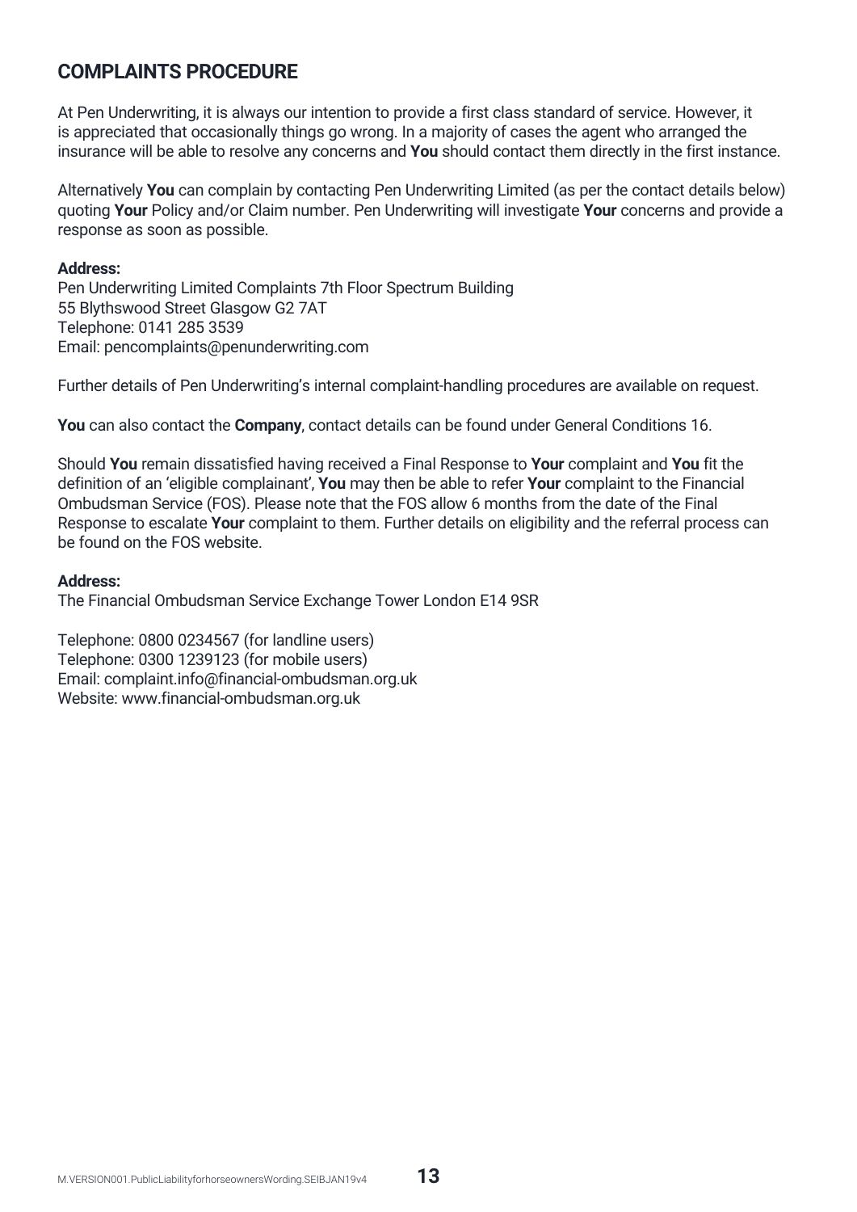## COMPLAINTS PROCEDURE

At Pen Underwriting, it is always our intention to provide a first class standard of service. However, it is appreciated that occasionally things go wrong. In a majority of cases the agent who arranged the insurance will be able to resolve any concerns and **You** should contact them directly in the first instance.

Alternatively **You** can complain by contacting Pen Underwriting Limited (as per the contact details below) quoting **Your** Policy and/or Claim number. Pen Underwriting will investigate **Your** concerns and provide a response as soon as possible.

**Address:**
Pen Underwriting Limited Complaints 7th Floor Spectrum Building
55 Blythswood Street Glasgow G2 7AT
Telephone: 0141 285 3539
Email: pencomplaints@penunderwriting.com

Further details of Pen Underwriting's internal complaint-handling procedures are available on request.

**You** can also contact the **Company**, contact details can be found under General Conditions 16.

Should **You** remain dissatisfied having received a Final Response to **Your** complaint and **You** fit the definition of an 'eligible complainant', **You** may then be able to refer **Your** complaint to the Financial Ombudsman Service (FOS). Please note that the FOS allow 6 months from the date of the Final Response to escalate **Your** complaint to them. Further details on eligibility and the referral process can be found on the FOS website.

**Address:**
The Financial Ombudsman Service Exchange Tower London E14 9SR

Telephone: 0800 0234567 (for landline users)
Telephone: 0300 1239123 (for mobile users)
Email: complaint.info@financial-ombudsman.org.uk
Website: www.financial-ombudsman.org.uk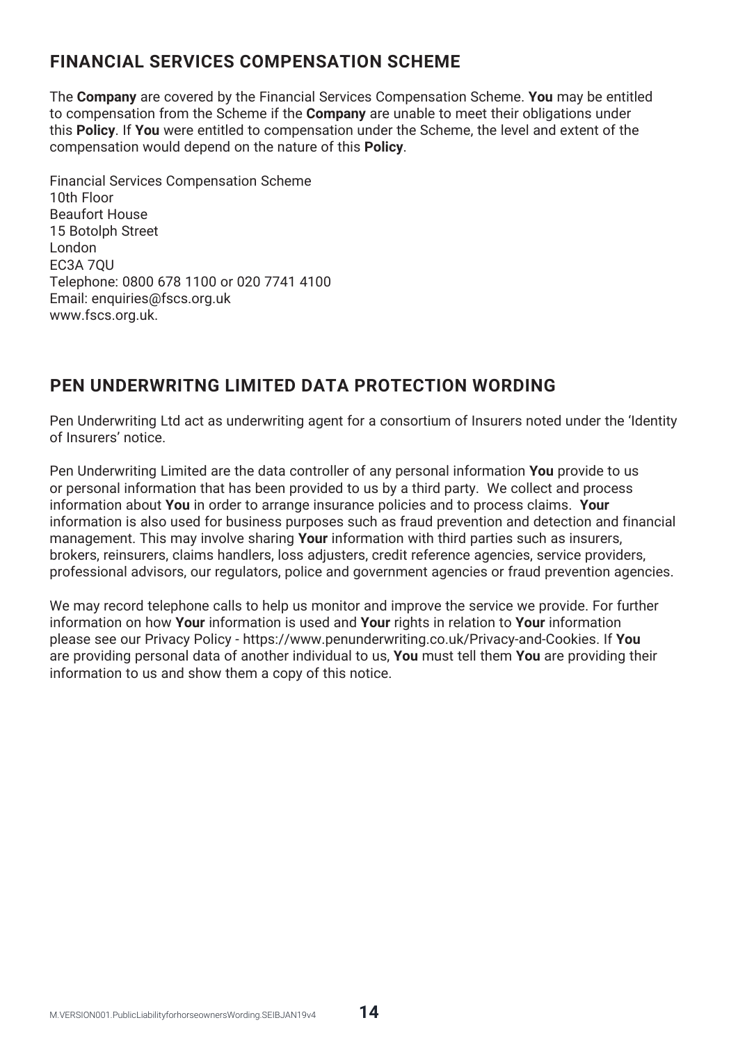## FINANCIAL SERVICES COMPENSATION SCHEME

The **Company** are covered by the Financial Services Compensation Scheme. **You** may be entitled to compensation from the Scheme if the **Company** are unable to meet their obligations under this **Policy**. If **You** were entitled to compensation under the Scheme, the level and extent of the compensation would depend on the nature of this **Policy**.

Financial Services Compensation Scheme
10th Floor
Beaufort House
15 Botolph Street
London
EC3A 7QU
Telephone: 0800 678 1100 or 020 7741 4100
Email: enquiries@fscs.org.uk
www.fscs.org.uk.

## PEN UNDERWRITNG LIMITED DATA PROTECTION WORDING

Pen Underwriting Ltd act as underwriting agent for a consortium of Insurers noted under the 'Identity of Insurers' notice.

Pen Underwriting Limited are the data controller of any personal information **You** provide to us or personal information that has been provided to us by a third party. We collect and process information about **You** in order to arrange insurance policies and to process claims. **Your** information is also used for business purposes such as fraud prevention and detection and financial management. This may involve sharing **Your** information with third parties such as insurers, brokers, reinsurers, claims handlers, loss adjusters, credit reference agencies, service providers, professional advisors, our regulators, police and government agencies or fraud prevention agencies.

We may record telephone calls to help us monitor and improve the service we provide. For further information on how **Your** information is used and **Your** rights in relation to **Your** information please see our Privacy Policy - https://www.penunderwriting.co.uk/Privacy-and-Cookies. If **You** are providing personal data of another individual to us, **You** must tell them **You** are providing their information to us and show them a copy of this notice.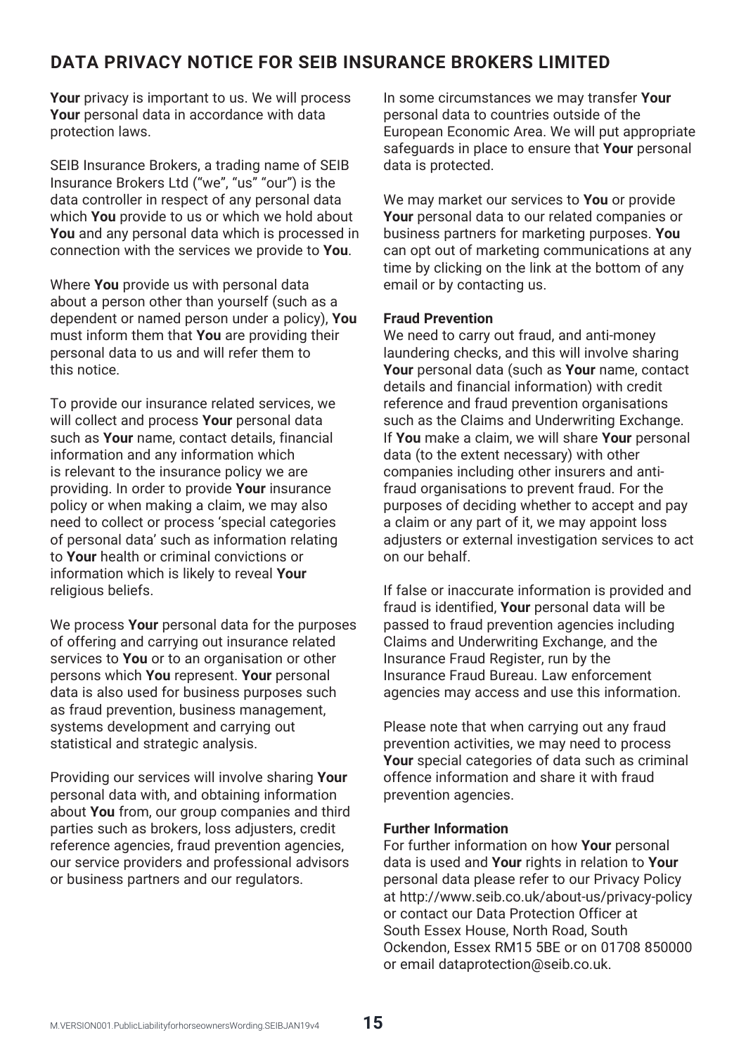## DATA PRIVACY NOTICE FOR SEIB INSURANCE BROKERS LIMITED

**Your** privacy is important to us. We will process **Your** personal data in accordance with data protection laws.

SEIB Insurance Brokers, a trading name of SEIB Insurance Brokers Ltd ("we", "us" "our") is the data controller in respect of any personal data which **You** provide to us or which we hold about **You** and any personal data which is processed in connection with the services we provide to **You**.

Where **You** provide us with personal data about a person other than yourself (such as a dependent or named person under a policy), **You** must inform them that **You** are providing their personal data to us and will refer them to this notice.

To provide our insurance related services, we will collect and process **Your** personal data such as **Your** name, contact details, financial information and any information which is relevant to the insurance policy we are providing. In order to provide **Your** insurance policy or when making a claim, we may also need to collect or process 'special categories of personal data' such as information relating to **Your** health or criminal convictions or information which is likely to reveal **Your** religious beliefs.

We process **Your** personal data for the purposes of offering and carrying out insurance related services to **You** or to an organisation or other persons which **You** represent. **Your** personal data is also used for business purposes such as fraud prevention, business management, systems development and carrying out statistical and strategic analysis.

Providing our services will involve sharing **Your** personal data with, and obtaining information about **You** from, our group companies and third parties such as brokers, loss adjusters, credit reference agencies, fraud prevention agencies, our service providers and professional advisors or business partners and our regulators.

In some circumstances we may transfer **Your** personal data to countries outside of the European Economic Area. We will put appropriate safeguards in place to ensure that **Your** personal data is protected.

We may market our services to **You** or provide **Your** personal data to our related companies or business partners for marketing purposes. **You** can opt out of marketing communications at any time by clicking on the link at the bottom of any email or by contacting us.

**Fraud Prevention**

We need to carry out fraud, and anti-money laundering checks, and this will involve sharing **Your** personal data (such as **Your** name, contact details and financial information) with credit reference and fraud prevention organisations such as the Claims and Underwriting Exchange. If **You** make a claim, we will share **Your** personal data (to the extent necessary) with other companies including other insurers and anti-fraud organisations to prevent fraud. For the purposes of deciding whether to accept and pay a claim or any part of it, we may appoint loss adjusters or external investigation services to act on our behalf.

If false or inaccurate information is provided and fraud is identified, **Your** personal data will be passed to fraud prevention agencies including Claims and Underwriting Exchange, and the Insurance Fraud Register, run by the Insurance Fraud Bureau. Law enforcement agencies may access and use this information.

Please note that when carrying out any fraud prevention activities, we may need to process **Your** special categories of data such as criminal offence information and share it with fraud prevention agencies.

**Further Information**

For further information on how **Your** personal data is used and **Your** rights in relation to **Your** personal data please refer to our Privacy Policy at http://www.seib.co.uk/about-us/privacy-policy or contact our Data Protection Officer at South Essex House, North Road, South Ockendon, Essex RM15 5BE or on 01708 850000 or email dataprotection@seib.co.uk.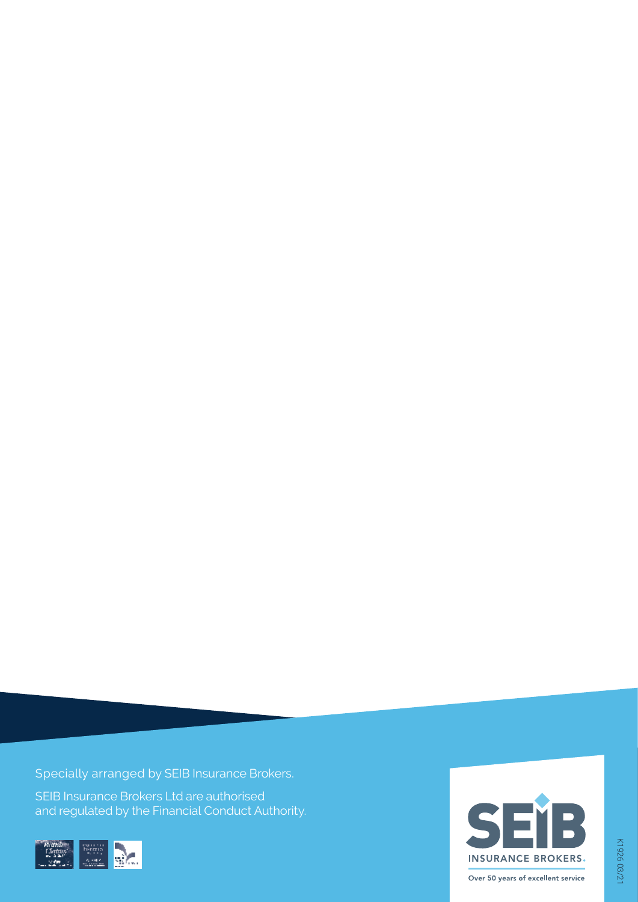Specially arranged by SEIB Insurance Brokers.

SEIB Insurance Brokers Ltd are authorised and regulated by the Financial Conduct Authority.

SEIB

INSURANCE BROKERS.

Over 50 years of excellent service

K1926 03/21